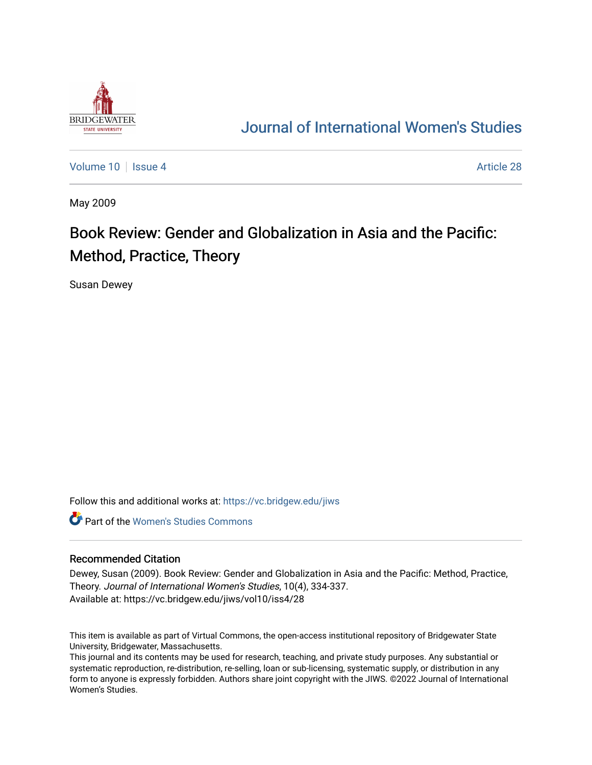# Journal of International Women's Studies

Volume 10 | Issue 4 | Article 28

May 2009

# Book Review: Gender and Globalization in Asia and the Pacific: Method, Practice, Theory

Susan Dewey

Follow this and additional works at: https://vc.bridgew.edu/jiws

Part of the Women's Studies Commons

## Recommended Citation

Dewey, Susan (2009). Book Review: Gender and Globalization in Asia and the Pacific: Method, Practice, Theory. *Journal of International Women's Studies*, 10(4), 334-337.
Available at: https://vc.bridgew.edu/jiws/vol10/iss4/28

This item is available as part of Virtual Commons, the open-access institutional repository of Bridgewater State University, Bridgewater, Massachusetts.
This journal and its contents may be used for research, teaching, and private study purposes. Any substantial or systematic reproduction, re-distribution, re-selling, loan or sub-licensing, systematic supply, or distribution in any form to anyone is expressly forbidden. Authors share joint copyright with the JIWS. ©2022 Journal of International Women's Studies.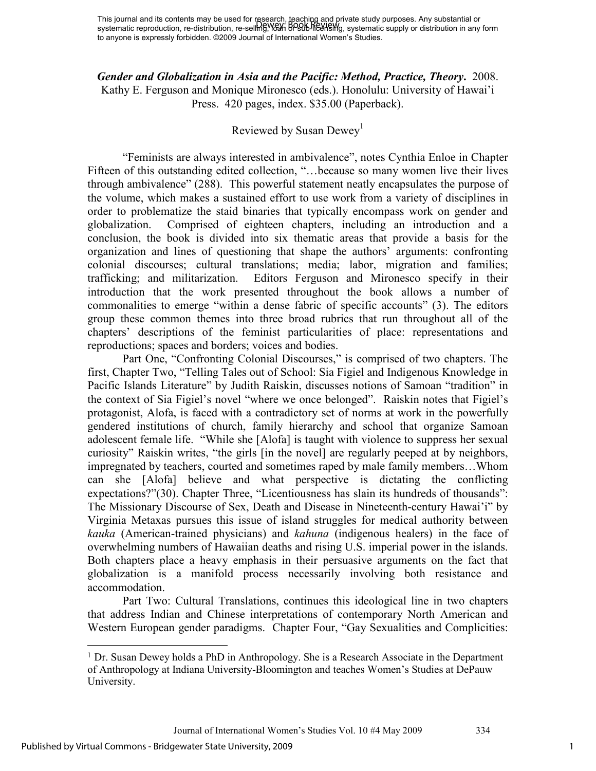This journal and its contents may be used for research, teaching and private study purposes. Any substantial or systematic reproduction, re-distribution, re-selling, loan or sub-licensing, systematic supply or distribution in any form to anyone is expressly forbidden. ©2009 Journal of International Women's Studies.

***Gender and Globalization in Asia and the Pacific: Method, Practice, Theory*.** 2008. Kathy E. Ferguson and Monique Mironesco (eds.). Honolulu: University of Hawai'i Press. 420 pages, index. $35.00 (Paperback).

Reviewed by Susan Dewey[1]

"Feminists are always interested in ambivalence", notes Cynthia Enloe in Chapter Fifteen of this outstanding edited collection, "…because so many women live their lives through ambivalence" (288). This powerful statement neatly encapsulates the purpose of the volume, which makes a sustained effort to use work from a variety of disciplines in order to problematize the staid binaries that typically encompass work on gender and globalization. Comprised of eighteen chapters, including an introduction and a conclusion, the book is divided into six thematic areas that provide a basis for the organization and lines of questioning that shape the authors' arguments: confronting colonial discourses; cultural translations; media; labor, migration and families; trafficking; and militarization. Editors Ferguson and Mironesco specify in their introduction that the work presented throughout the book allows a number of commonalities to emerge "within a dense fabric of specific accounts" (3). The editors group these common themes into three broad rubrics that run throughout all of the chapters' descriptions of the feminist particularities of place: representations and reproductions; spaces and borders; voices and bodies.

Part One, "Confronting Colonial Discourses," is comprised of two chapters. The first, Chapter Two, "Telling Tales out of School: Sia Figiel and Indigenous Knowledge in Pacific Islands Literature" by Judith Raiskin, discusses notions of Samoan "tradition" in the context of Sia Figiel's novel "where we once belonged". Raiskin notes that Figiel's protagonist, Alofa, is faced with a contradictory set of norms at work in the powerfully gendered institutions of church, family hierarchy and school that organize Samoan adolescent female life. "While she [Alofa] is taught with violence to suppress her sexual curiosity" Raiskin writes, "the girls [in the novel] are regularly peeped at by neighbors, impregnated by teachers, courted and sometimes raped by male family members…Whom can she [Alofa] believe and what perspective is dictating the conflicting expectations?"(30). Chapter Three, "Licentiousness has slain its hundreds of thousands": The Missionary Discourse of Sex, Death and Disease in Nineteenth-century Hawai'i" by Virginia Metaxas pursues this issue of island struggles for medical authority between *kauka* (American-trained physicians) and *kahuna* (indigenous healers) in the face of overwhelming numbers of Hawaiian deaths and rising U.S. imperial power in the islands. Both chapters place a heavy emphasis in their persuasive arguments on the fact that globalization is a manifold process necessarily involving both resistance and accommodation.

Part Two: Cultural Translations, continues this ideological line in two chapters that address Indian and Chinese interpretations of contemporary North American and Western European gender paradigms. Chapter Four, "Gay Sexualities and Complicities:

[1] Dr. Susan Dewey holds a PhD in Anthropology. She is a Research Associate in the Department of Anthropology at Indiana University-Bloomington and teaches Women's Studies at DePauw University.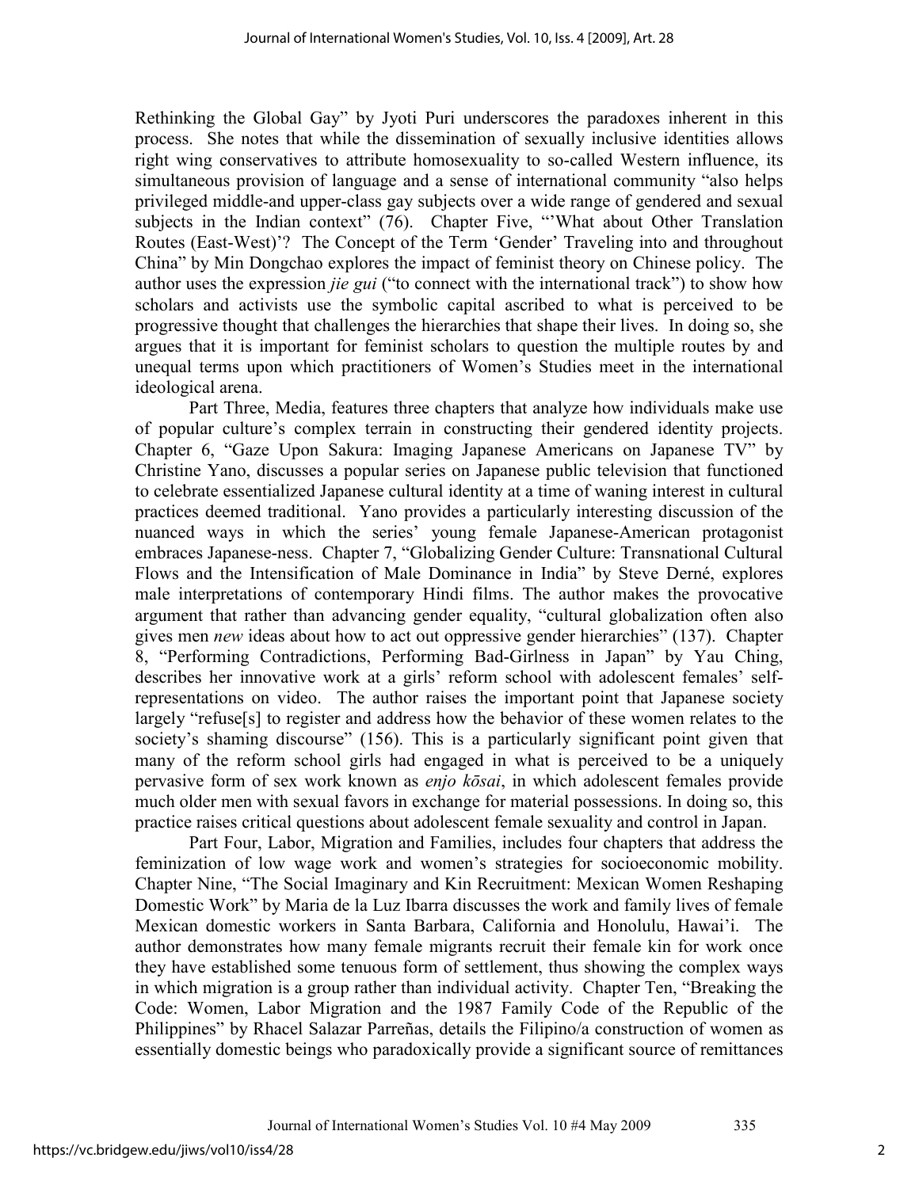Rethinking the Global Gay" by Jyoti Puri underscores the paradoxes inherent in this process. She notes that while the dissemination of sexually inclusive identities allows right wing conservatives to attribute homosexuality to so-called Western influence, its simultaneous provision of language and a sense of international community "also helps privileged middle-and upper-class gay subjects over a wide range of gendered and sexual subjects in the Indian context" (76). Chapter Five, "'What about Other Translation Routes (East-West)'? The Concept of the Term 'Gender' Traveling into and throughout China" by Min Dongchao explores the impact of feminist theory on Chinese policy. The author uses the expression *jie gui* ("to connect with the international track") to show how scholars and activists use the symbolic capital ascribed to what is perceived to be progressive thought that challenges the hierarchies that shape their lives. In doing so, she argues that it is important for feminist scholars to question the multiple routes by and unequal terms upon which practitioners of Women's Studies meet in the international ideological arena.

Part Three, Media, features three chapters that analyze how individuals make use of popular culture's complex terrain in constructing their gendered identity projects. Chapter 6, "Gaze Upon Sakura: Imaging Japanese Americans on Japanese TV" by Christine Yano, discusses a popular series on Japanese public television that functioned to celebrate essentialized Japanese cultural identity at a time of waning interest in cultural practices deemed traditional. Yano provides a particularly interesting discussion of the nuanced ways in which the series' young female Japanese-American protagonist embraces Japanese-ness. Chapter 7, "Globalizing Gender Culture: Transnational Cultural Flows and the Intensification of Male Dominance in India" by Steve Derné, explores male interpretations of contemporary Hindi films. The author makes the provocative argument that rather than advancing gender equality, "cultural globalization often also gives men *new* ideas about how to act out oppressive gender hierarchies" (137). Chapter 8, "Performing Contradictions, Performing Bad-Girlness in Japan" by Yau Ching, describes her innovative work at a girls' reform school with adolescent females' self-representations on video. The author raises the important point that Japanese society largely "refuse[s] to register and address how the behavior of these women relates to the society's shaming discourse" (156). This is a particularly significant point given that many of the reform school girls had engaged in what is perceived to be a uniquely pervasive form of sex work known as *enjo kōsai*, in which adolescent females provide much older men with sexual favors in exchange for material possessions. In doing so, this practice raises critical questions about adolescent female sexuality and control in Japan.

Part Four, Labor, Migration and Families, includes four chapters that address the feminization of low wage work and women's strategies for socioeconomic mobility. Chapter Nine, "The Social Imaginary and Kin Recruitment: Mexican Women Reshaping Domestic Work" by Maria de la Luz Ibarra discusses the work and family lives of female Mexican domestic workers in Santa Barbara, California and Honolulu, Hawai'i. The author demonstrates how many female migrants recruit their female kin for work once they have established some tenuous form of settlement, thus showing the complex ways in which migration is a group rather than individual activity. Chapter Ten, "Breaking the Code: Women, Labor Migration and the 1987 Family Code of the Republic of the Philippines" by Rhacel Salazar Parreñas, details the Filipino/a construction of women as essentially domestic beings who paradoxically provide a significant source of remittances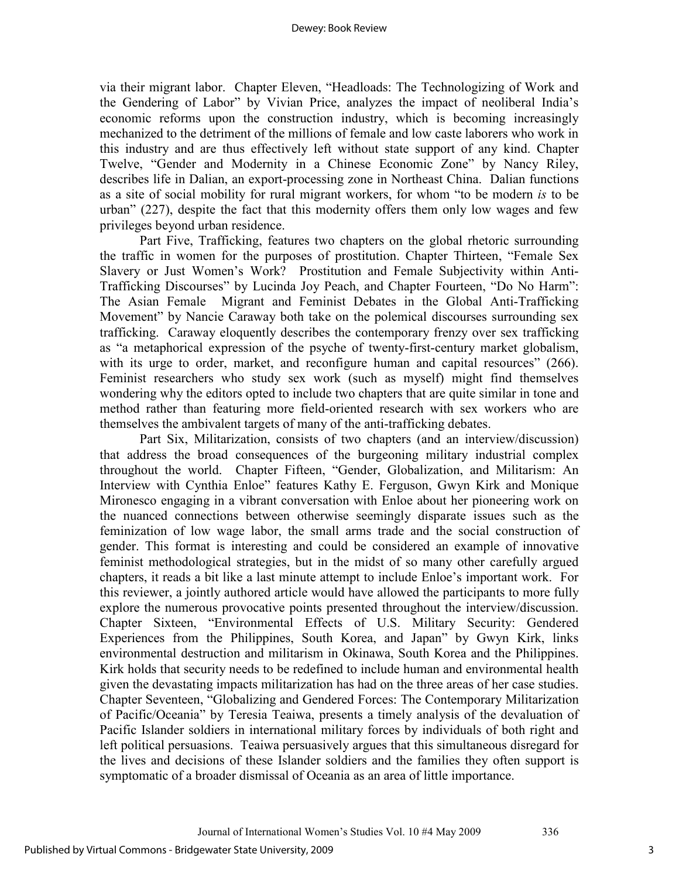via their migrant labor. Chapter Eleven, "Headloads: The Technologizing of Work and the Gendering of Labor" by Vivian Price, analyzes the impact of neoliberal India's economic reforms upon the construction industry, which is becoming increasingly mechanized to the detriment of the millions of female and low caste laborers who work in this industry and are thus effectively left without state support of any kind. Chapter Twelve, "Gender and Modernity in a Chinese Economic Zone" by Nancy Riley, describes life in Dalian, an export-processing zone in Northeast China. Dalian functions as a site of social mobility for rural migrant workers, for whom "to be modern *is* to be urban" (227), despite the fact that this modernity offers them only low wages and few privileges beyond urban residence.

Part Five, Trafficking, features two chapters on the global rhetoric surrounding the traffic in women for the purposes of prostitution. Chapter Thirteen, "Female Sex Slavery or Just Women's Work? Prostitution and Female Subjectivity within Anti-Trafficking Discourses" by Lucinda Joy Peach, and Chapter Fourteen, "Do No Harm": The Asian Female Migrant and Feminist Debates in the Global Anti-Trafficking Movement" by Nancie Caraway both take on the polemical discourses surrounding sex trafficking. Caraway eloquently describes the contemporary frenzy over sex trafficking as "a metaphorical expression of the psyche of twenty-first-century market globalism, with its urge to order, market, and reconfigure human and capital resources" (266). Feminist researchers who study sex work (such as myself) might find themselves wondering why the editors opted to include two chapters that are quite similar in tone and method rather than featuring more field-oriented research with sex workers who are themselves the ambivalent targets of many of the anti-trafficking debates.

Part Six, Militarization, consists of two chapters (and an interview/discussion) that address the broad consequences of the burgeoning military industrial complex throughout the world. Chapter Fifteen, "Gender, Globalization, and Militarism: An Interview with Cynthia Enloe" features Kathy E. Ferguson, Gwyn Kirk and Monique Mironesco engaging in a vibrant conversation with Enloe about her pioneering work on the nuanced connections between otherwise seemingly disparate issues such as the feminization of low wage labor, the small arms trade and the social construction of gender. This format is interesting and could be considered an example of innovative feminist methodological strategies, but in the midst of so many other carefully argued chapters, it reads a bit like a last minute attempt to include Enloe's important work. For this reviewer, a jointly authored article would have allowed the participants to more fully explore the numerous provocative points presented throughout the interview/discussion. Chapter Sixteen, "Environmental Effects of U.S. Military Security: Gendered Experiences from the Philippines, South Korea, and Japan" by Gwyn Kirk, links environmental destruction and militarism in Okinawa, South Korea and the Philippines. Kirk holds that security needs to be redefined to include human and environmental health given the devastating impacts militarization has had on the three areas of her case studies. Chapter Seventeen, "Globalizing and Gendered Forces: The Contemporary Militarization of Pacific/Oceania" by Teresia Teaiwa, presents a timely analysis of the devaluation of Pacific Islander soldiers in international military forces by individuals of both right and left political persuasions. Teaiwa persuasively argues that this simultaneous disregard for the lives and decisions of these Islander soldiers and the families they often support is symptomatic of a broader dismissal of Oceania as an area of little importance.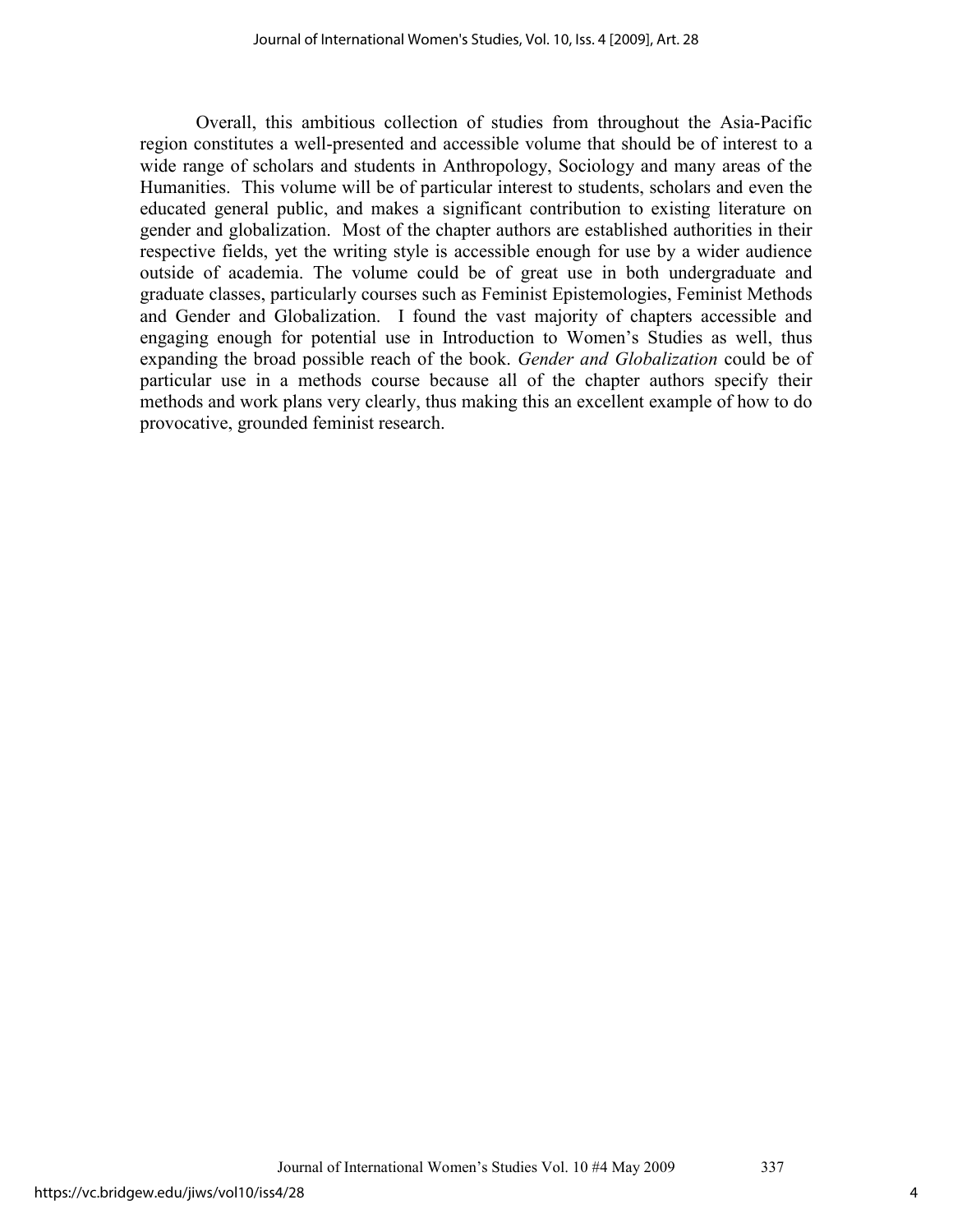Overall, this ambitious collection of studies from throughout the Asia-Pacific region constitutes a well-presented and accessible volume that should be of interest to a wide range of scholars and students in Anthropology, Sociology and many areas of the Humanities. This volume will be of particular interest to students, scholars and even the educated general public, and makes a significant contribution to existing literature on gender and globalization. Most of the chapter authors are established authorities in their respective fields, yet the writing style is accessible enough for use by a wider audience outside of academia. The volume could be of great use in both undergraduate and graduate classes, particularly courses such as Feminist Epistemologies, Feminist Methods and Gender and Globalization. I found the vast majority of chapters accessible and engaging enough for potential use in Introduction to Women's Studies as well, thus expanding the broad possible reach of the book. *Gender and Globalization* could be of particular use in a methods course because all of the chapter authors specify their methods and work plans very clearly, thus making this an excellent example of how to do provocative, grounded feminist research.